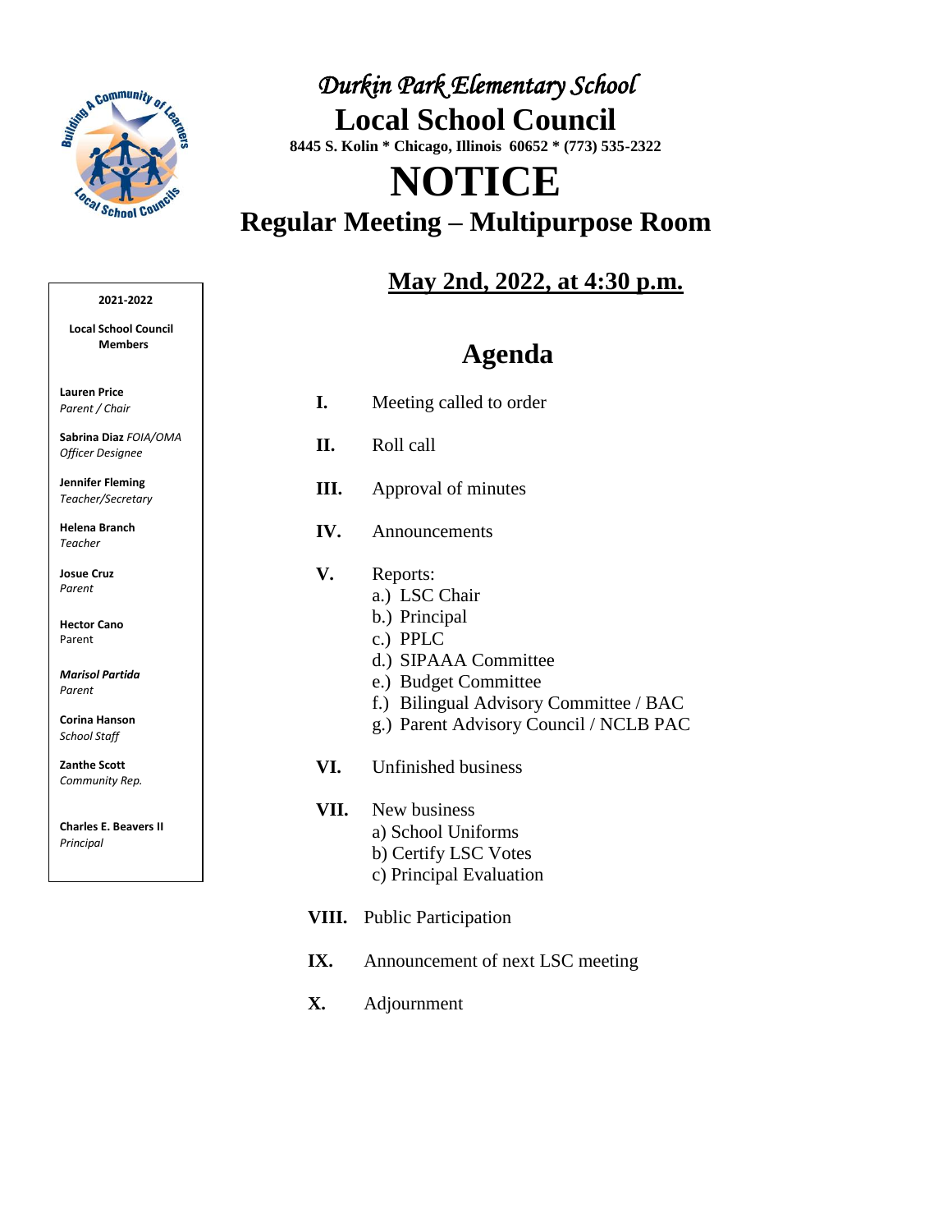# *Durkin Park Elementary School*

# Local School Council

**8445 S. Kolin * Chicago, Illinois 60652 * (773) 535-2322**

# NOTICE

## Regular Meeting – Multipurpose Room

**2021-2022**

**Local School Council Members**

**Lauren Price**
*Parent / Chair*

**Sabrina Diaz** *FOIA/OMA Officer Designee*

**Jennifer Fleming**
*Teacher/Secretary*

**Helena Branch**
*Teacher*

**Josue Cruz**
*Parent*

**Hector Cano**
Parent

***Marisol Partida***
*Parent*

**Corina Hanson**
*School Staff*

**Zanthe Scott**
*Community Rep.*

**Charles E. Beavers II**
*Principal*

**<u>May 2nd, 2022, at 4:30 p.m.</u>**

## Agenda

**I.** Meeting called to order

**II.** Roll call

**III.** Approval of minutes

**IV.** Announcements

**V.** Reports:
- a.) LSC Chair
- b.) Principal
- c.) PPLC
- d.) SIPAAA Committee
- e.) Budget Committee
- f.) Bilingual Advisory Committee / BAC
- g.) Parent Advisory Council / NCLB PAC

**VI.** Unfinished business

**VII.** New business
- a) School Uniforms
- b) Certify LSC Votes
- c) Principal Evaluation

**VIII.** Public Participation

**IX.** Announcement of next LSC meeting

**X.** Adjournment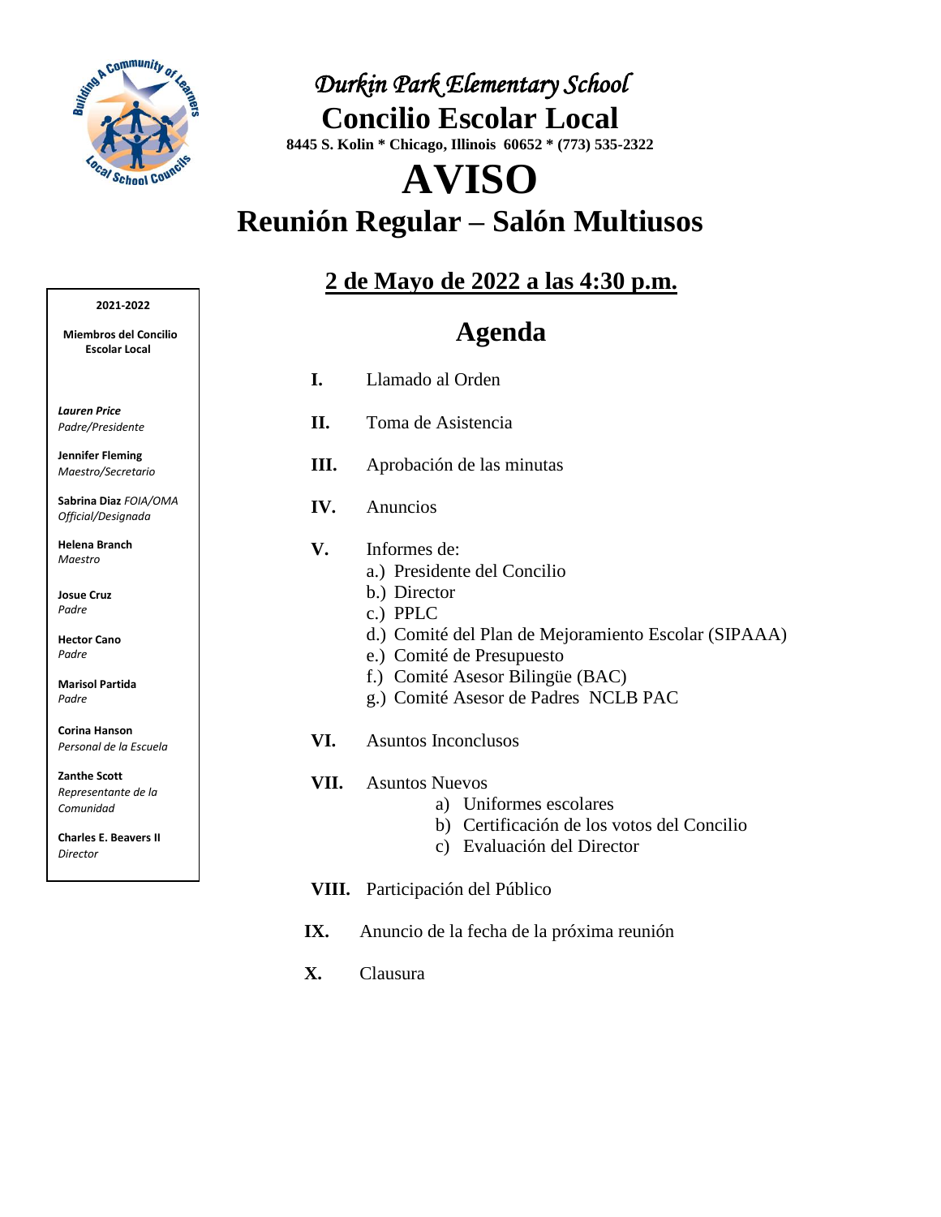# *Durkin Park Elementary School*

# Concilio Escolar Local

**8445 S. Kolin * Chicago, Illinois 60652 * (773) 535-2322**

# AVISO

## Reunión Regular – Salón Multiusos

## 2 de Mayo de 2022 a las 4:30 p.m.

**2021-2022**

**Miembros del Concilio Escolar Local**

***Lauren Price***
*Padre/Presidente*

**Jennifer Fleming**
*Maestro/Secretario*

**Sabrina Diaz** *FOIA/OMA Official/Designada*

**Helena Branch**
*Maestro*

**Josue Cruz**
*Padre*

**Hector Cano**
*Padre*

**Marisol Partida**
*Padre*

**Corina Hanson**
*Personal de la Escuela*

**Zanthe Scott**
*Representante de la Comunidad*

**Charles E. Beavers II**
*Director*

## Agenda

**I.** Llamado al Orden

**II.** Toma de Asistencia

**III.** Aprobación de las minutas

**IV.** Anuncios

**V.** Informes de:
- a.) Presidente del Concilio
- b.) Director
- c.) PPLC
- d.) Comité del Plan de Mejoramiento Escolar (SIPAAA)
- e.) Comité de Presupuesto
- f.) Comité Asesor Bilingüe (BAC)
- g.) Comité Asesor de Padres NCLB PAC

**VI.** Asuntos Inconclusos

**VII.** Asuntos Nuevos
- a) Uniformes escolares
- b) Certificación de los votos del Concilio
- c) Evaluación del Director

**VIII.** Participación del Público

**IX.** Anuncio de la fecha de la próxima reunión

**X.** Clausura